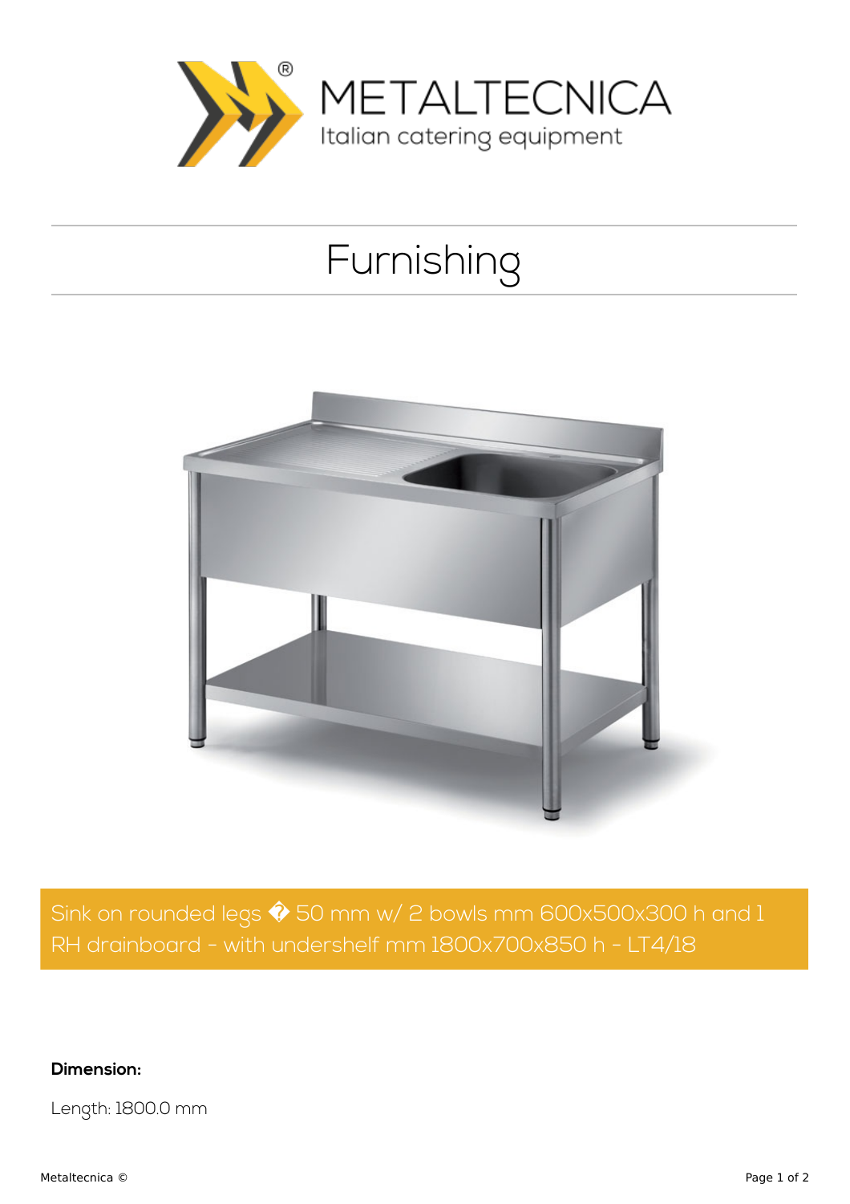METALTECNICA
Italian catering equipment

# Furnishing

Sink on rounded legs � 50 mm w/ 2 bowls mm 600x500x300 h and 1 RH drainboard - with undershelf mm 1800x700x850 h - LT4/18

**Dimension:**

Length: 1800.0 mm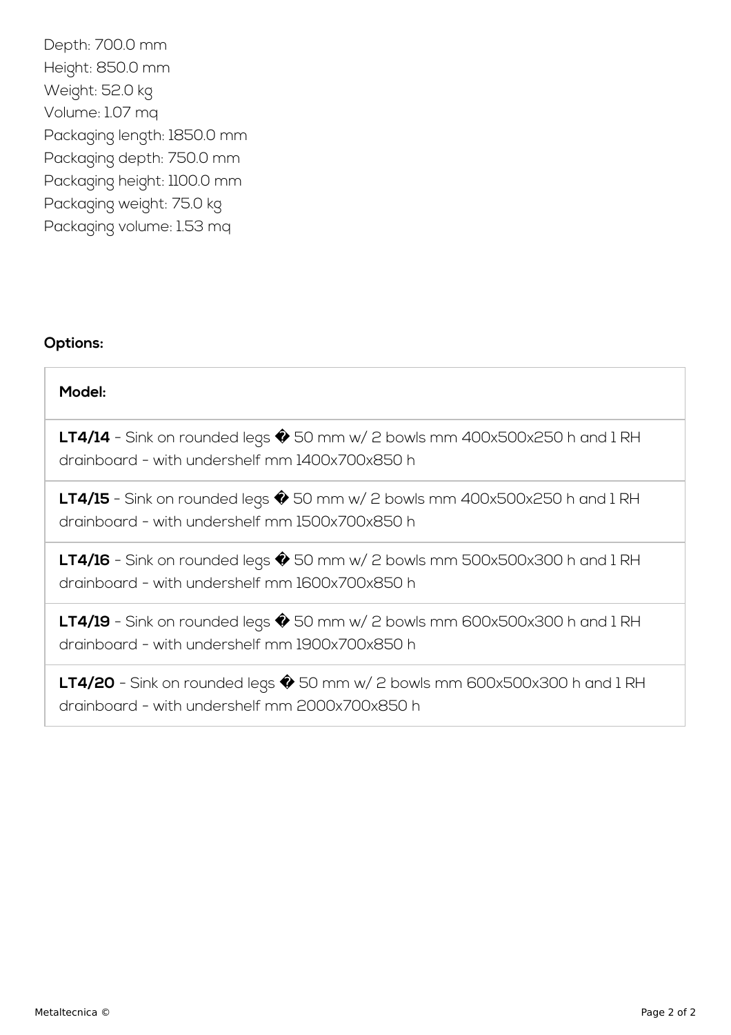Depth: 700.0 mm
Height: 850.0 mm
Weight: 52.0 kg
Volume: 1.07 mq
Packaging length: 1850.0 mm
Packaging depth: 750.0 mm
Packaging height: 1100.0 mm
Packaging weight: 75.0 kg
Packaging volume: 1.53 mq

**Options:**

| **Model:** |
| --- |
| **LT4/14** - Sink on rounded legs � 50 mm w/ 2 bowls mm 400x500x250 h and 1 RH drainboard - with undershelf mm 1400x700x850 h |
| **LT4/15** - Sink on rounded legs � 50 mm w/ 2 bowls mm 400x500x250 h and 1 RH drainboard - with undershelf mm 1500x700x850 h |
| **LT4/16** - Sink on rounded legs � 50 mm w/ 2 bowls mm 500x500x300 h and 1 RH drainboard - with undershelf mm 1600x700x850 h |
| **LT4/19** - Sink on rounded legs � 50 mm w/ 2 bowls mm 600x500x300 h and 1 RH drainboard - with undershelf mm 1900x700x850 h |
| **LT4/20** - Sink on rounded legs � 50 mm w/ 2 bowls mm 600x500x300 h and 1 RH drainboard - with undershelf mm 2000x700x850 h |